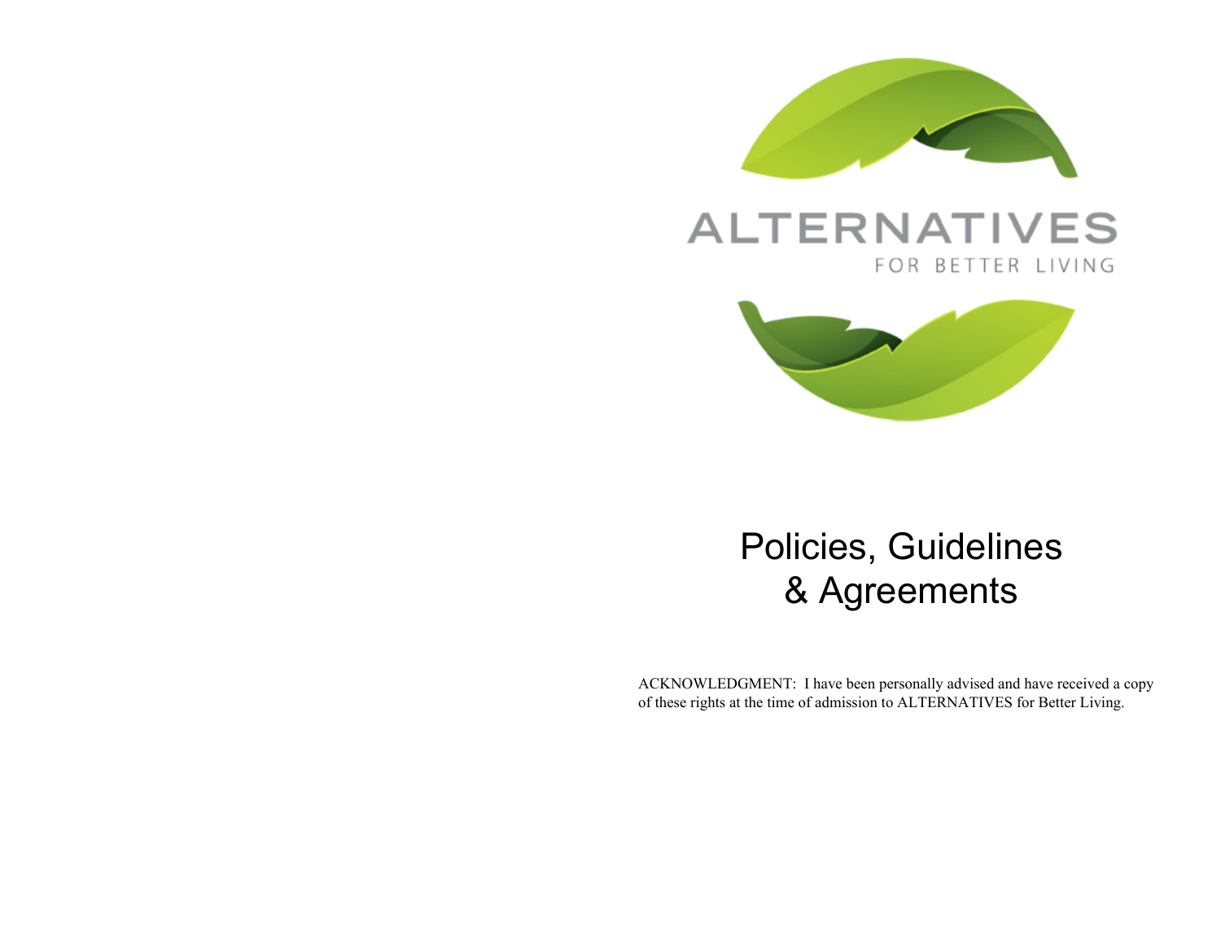ALTERNATIVES

FOR BETTER LIVING

# Policies, Guidelines & Agreements

ACKNOWLEDGMENT: I have been personally advised and have received a copy of these rights at the time of admission to ALTERNATIVES for Better Living.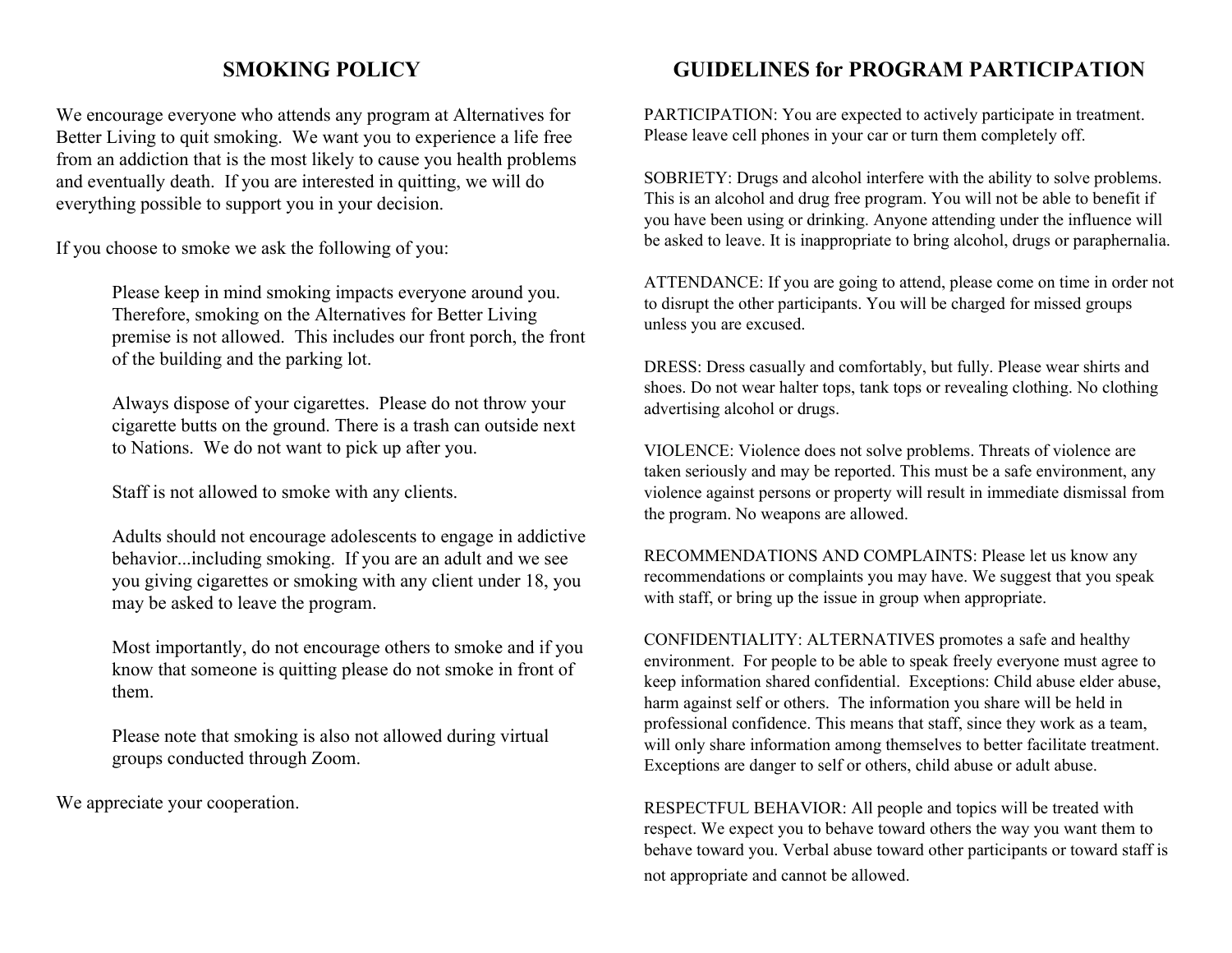## SMOKING POLICY

We encourage everyone who attends any program at Alternatives for Better Living to quit smoking. We want you to experience a life free from an addiction that is the most likely to cause you health problems and eventually death. If you are interested in quitting, we will do everything possible to support you in your decision.

If you choose to smoke we ask the following of you:

> Please keep in mind smoking impacts everyone around you. Therefore, smoking on the Alternatives for Better Living premise is not allowed. This includes our front porch, the front of the building and the parking lot.
>
> Always dispose of your cigarettes. Please do not throw your cigarette butts on the ground. There is a trash can outside next to Nations. We do not want to pick up after you.
>
> Staff is not allowed to smoke with any clients.
>
> Adults should not encourage adolescents to engage in addictive behavior...including smoking. If you are an adult and we see you giving cigarettes or smoking with any client under 18, you may be asked to leave the program.
>
> Most importantly, do not encourage others to smoke and if you know that someone is quitting please do not smoke in front of them.
>
> Please note that smoking is also not allowed during virtual groups conducted through Zoom.

We appreciate your cooperation.

## GUIDELINES for PROGRAM PARTICIPATION

PARTICIPATION: You are expected to actively participate in treatment. Please leave cell phones in your car or turn them completely off.

SOBRIETY: Drugs and alcohol interfere with the ability to solve problems. This is an alcohol and drug free program. You will not be able to benefit if you have been using or drinking. Anyone attending under the influence will be asked to leave. It is inappropriate to bring alcohol, drugs or paraphernalia.

ATTENDANCE: If you are going to attend, please come on time in order not to disrupt the other participants. You will be charged for missed groups unless you are excused.

DRESS: Dress casually and comfortably, but fully. Please wear shirts and shoes. Do not wear halter tops, tank tops or revealing clothing. No clothing advertising alcohol or drugs.

VIOLENCE: Violence does not solve problems. Threats of violence are taken seriously and may be reported. This must be a safe environment, any violence against persons or property will result in immediate dismissal from the program. No weapons are allowed.

RECOMMENDATIONS AND COMPLAINTS: Please let us know any recommendations or complaints you may have. We suggest that you speak with staff, or bring up the issue in group when appropriate.

CONFIDENTIALITY: ALTERNATIVES promotes a safe and healthy environment. For people to be able to speak freely everyone must agree to keep information shared confidential. Exceptions: Child abuse elder abuse, harm against self or others. The information you share will be held in professional confidence. This means that staff, since they work as a team, will only share information among themselves to better facilitate treatment. Exceptions are danger to self or others, child abuse or adult abuse.

RESPECTFUL BEHAVIOR: All people and topics will be treated with respect. We expect you to behave toward others the way you want them to behave toward you. Verbal abuse toward other participants or toward staff is not appropriate and cannot be allowed.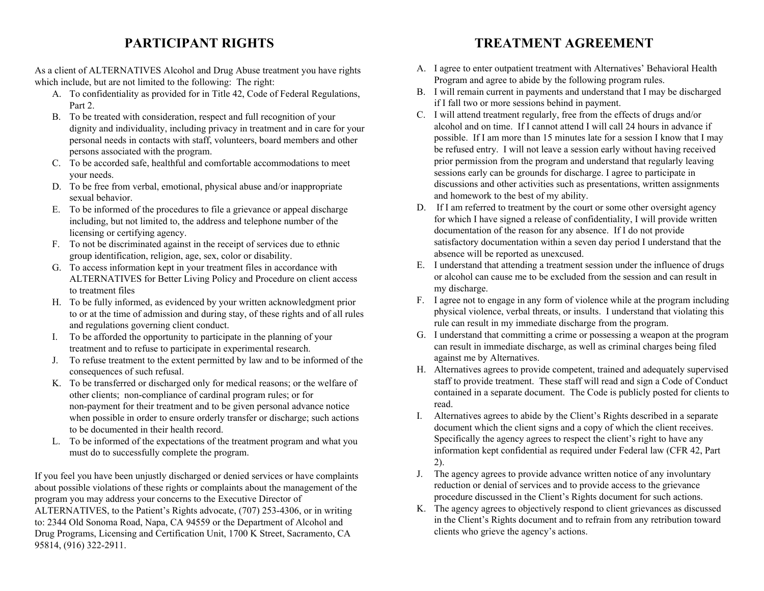# PARTICIPANT RIGHTS

As a client of ALTERNATIVES Alcohol and Drug Abuse treatment you have rights which include, but are not limited to the following: The right:

A. To confidentiality as provided for in Title 42, Code of Federal Regulations, Part 2.
B. To be treated with consideration, respect and full recognition of your dignity and individuality, including privacy in treatment and in care for your personal needs in contacts with staff, volunteers, board members and other persons associated with the program.
C. To be accorded safe, healthful and comfortable accommodations to meet your needs.
D. To be free from verbal, emotional, physical abuse and/or inappropriate sexual behavior.
E. To be informed of the procedures to file a grievance or appeal discharge including, but not limited to, the address and telephone number of the licensing or certifying agency.
F. To not be discriminated against in the receipt of services due to ethnic group identification, religion, age, sex, color or disability.
G. To access information kept in your treatment files in accordance with ALTERNATIVES for Better Living Policy and Procedure on client access to treatment files
H. To be fully informed, as evidenced by your written acknowledgment prior to or at the time of admission and during stay, of these rights and of all rules and regulations governing client conduct.
I. To be afforded the opportunity to participate in the planning of your treatment and to refuse to participate in experimental research.
J. To refuse treatment to the extent permitted by law and to be informed of the consequences of such refusal.
K. To be transferred or discharged only for medical reasons; or the welfare of other clients; non-compliance of cardinal program rules; or for non-payment for their treatment and to be given personal advance notice when possible in order to ensure orderly transfer or discharge; such actions to be documented in their health record.
L. To be informed of the expectations of the treatment program and what you must do to successfully complete the program.

If you feel you have been unjustly discharged or denied services or have complaints about possible violations of these rights or complaints about the management of the program you may address your concerns to the Executive Director of ALTERNATIVES, to the Patient's Rights advocate, (707) 253-4306, or in writing to: 2344 Old Sonoma Road, Napa, CA 94559 or the Department of Alcohol and Drug Programs, Licensing and Certification Unit, 1700 K Street, Sacramento, CA 95814, (916) 322-2911.

# TREATMENT AGREEMENT

A. I agree to enter outpatient treatment with Alternatives' Behavioral Health Program and agree to abide by the following program rules.
B. I will remain current in payments and understand that I may be discharged if I fall two or more sessions behind in payment.
C. I will attend treatment regularly, free from the effects of drugs and/or alcohol and on time. If I cannot attend I will call 24 hours in advance if possible. If I am more than 15 minutes late for a session I know that I may be refused entry. I will not leave a session early without having received prior permission from the program and understand that regularly leaving sessions early can be grounds for discharge. I agree to participate in discussions and other activities such as presentations, written assignments and homework to the best of my ability.
D. If I am referred to treatment by the court or some other oversight agency for which I have signed a release of confidentiality, I will provide written documentation of the reason for any absence. If I do not provide satisfactory documentation within a seven day period I understand that the absence will be reported as unexcused.
E. I understand that attending a treatment session under the influence of drugs or alcohol can cause me to be excluded from the session and can result in my discharge.
F. I agree not to engage in any form of violence while at the program including physical violence, verbal threats, or insults. I understand that violating this rule can result in my immediate discharge from the program.
G. I understand that committing a crime or possessing a weapon at the program can result in immediate discharge, as well as criminal charges being filed against me by Alternatives.
H. Alternatives agrees to provide competent, trained and adequately supervised staff to provide treatment. These staff will read and sign a Code of Conduct contained in a separate document. The Code is publicly posted for clients to read.
I. Alternatives agrees to abide by the Client's Rights described in a separate document which the client signs and a copy of which the client receives. Specifically the agency agrees to respect the client's right to have any information kept confidential as required under Federal law (CFR 42, Part 2).
J. The agency agrees to provide advance written notice of any involuntary reduction or denial of services and to provide access to the grievance procedure discussed in the Client's Rights document for such actions.
K. The agency agrees to objectively respond to client grievances as discussed in the Client's Rights document and to refrain from any retribution toward clients who grieve the agency's actions.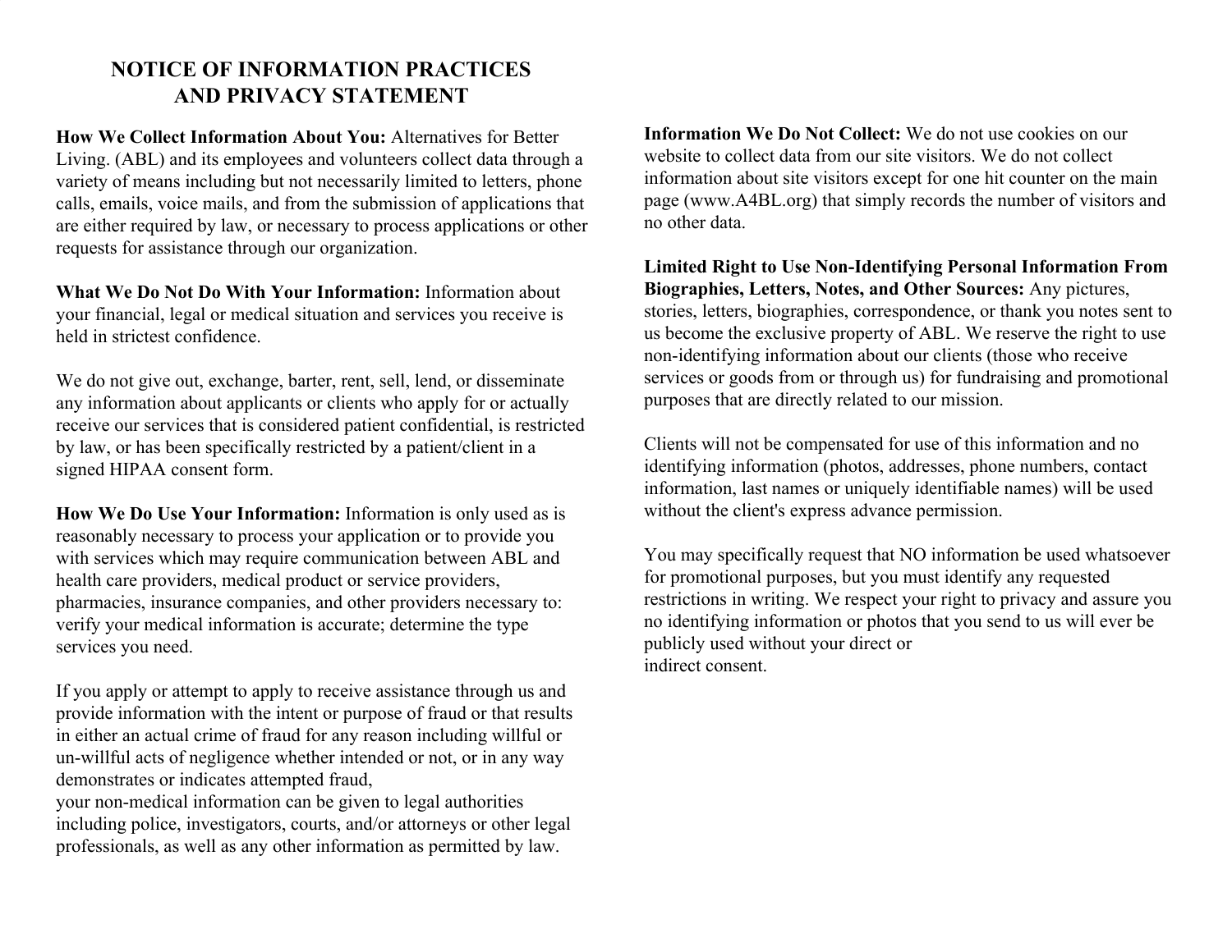# NOTICE OF INFORMATION PRACTICES AND PRIVACY STATEMENT

**How We Collect Information About You:** Alternatives for Better Living. (ABL) and its employees and volunteers collect data through a variety of means including but not necessarily limited to letters, phone calls, emails, voice mails, and from the submission of applications that are either required by law, or necessary to process applications or other requests for assistance through our organization.

**What We Do Not Do With Your Information:** Information about your financial, legal or medical situation and services you receive is held in strictest confidence.

We do not give out, exchange, barter, rent, sell, lend, or disseminate any information about applicants or clients who apply for or actually receive our services that is considered patient confidential, is restricted by law, or has been specifically restricted by a patient/client in a signed HIPAA consent form.

**How We Do Use Your Information:** Information is only used as is reasonably necessary to process your application or to provide you with services which may require communication between ABL and health care providers, medical product or service providers, pharmacies, insurance companies, and other providers necessary to: verify your medical information is accurate; determine the type services you need.

If you apply or attempt to apply to receive assistance through us and provide information with the intent or purpose of fraud or that results in either an actual crime of fraud for any reason including willful or un-willful acts of negligence whether intended or not, or in any way demonstrates or indicates attempted fraud,
your non-medical information can be given to legal authorities including police, investigators, courts, and/or attorneys or other legal professionals, as well as any other information as permitted by law.

**Information We Do Not Collect:** We do not use cookies on our website to collect data from our site visitors. We do not collect information about site visitors except for one hit counter on the main page (www.A4BL.org) that simply records the number of visitors and no other data.

**Limited Right to Use Non-Identifying Personal Information From Biographies, Letters, Notes, and Other Sources:** Any pictures, stories, letters, biographies, correspondence, or thank you notes sent to us become the exclusive property of ABL. We reserve the right to use non-identifying information about our clients (those who receive services or goods from or through us) for fundraising and promotional purposes that are directly related to our mission.

Clients will not be compensated for use of this information and no identifying information (photos, addresses, phone numbers, contact information, last names or uniquely identifiable names) will be used without the client's express advance permission.

You may specifically request that NO information be used whatsoever for promotional purposes, but you must identify any requested restrictions in writing. We respect your right to privacy and assure you no identifying information or photos that you send to us will ever be publicly used without your direct or
indirect consent.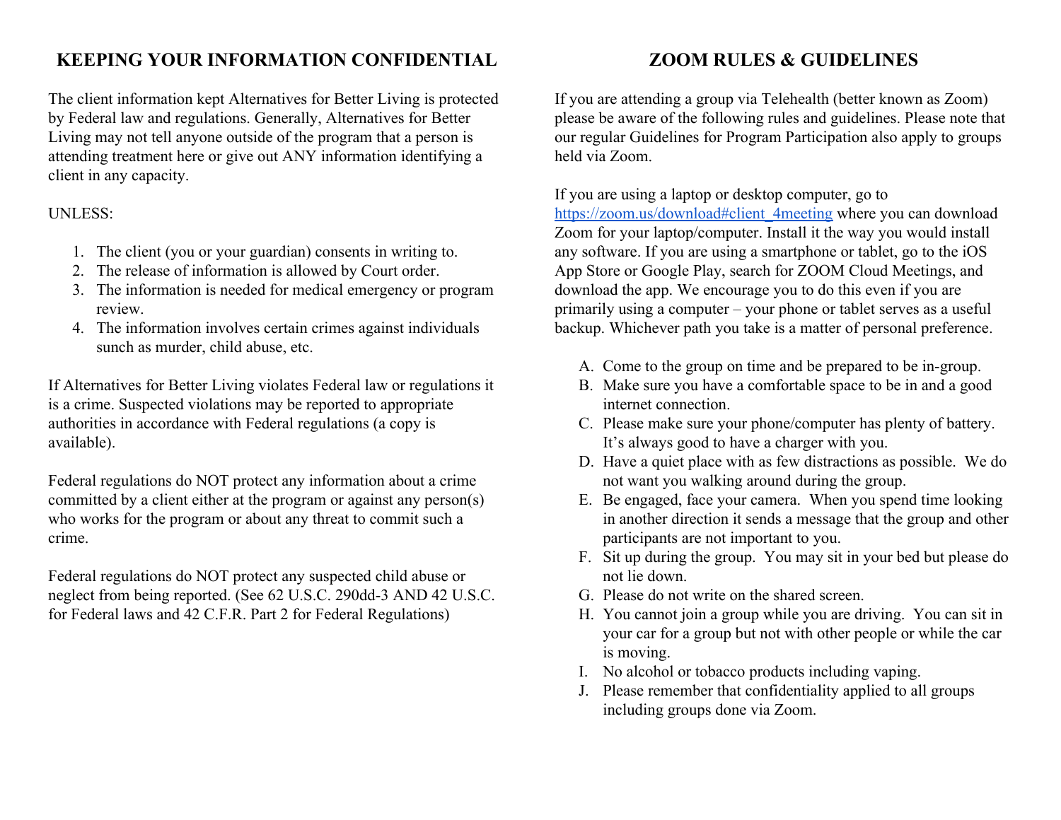## KEEPING YOUR INFORMATION CONFIDENTIAL

The client information kept Alternatives for Better Living is protected by Federal law and regulations. Generally, Alternatives for Better Living may not tell anyone outside of the program that a person is attending treatment here or give out ANY information identifying a client in any capacity.

UNLESS:

1. The client (you or your guardian) consents in writing to.
2. The release of information is allowed by Court order.
3. The information is needed for medical emergency or program review.
4. The information involves certain crimes against individuals sunch as murder, child abuse, etc.

If Alternatives for Better Living violates Federal law or regulations it is a crime. Suspected violations may be reported to appropriate authorities in accordance with Federal regulations (a copy is available).

Federal regulations do NOT protect any information about a crime committed by a client either at the program or against any person(s) who works for the program or about any threat to commit such a crime.

Federal regulations do NOT protect any suspected child abuse or neglect from being reported. (See 62 U.S.C. 290dd-3 AND 42 U.S.C. for Federal laws and 42 C.F.R. Part 2 for Federal Regulations)

## ZOOM RULES & GUIDELINES

If you are attending a group via Telehealth (better known as Zoom) please be aware of the following rules and guidelines. Please note that our regular Guidelines for Program Participation also apply to groups held via Zoom.

If you are using a laptop or desktop computer, go to [https://zoom.us/download#client_4meeting](https://zoom.us/download#client_4meeting) where you can download Zoom for your laptop/computer. Install it the way you would install any software. If you are using a smartphone or tablet, go to the iOS App Store or Google Play, search for ZOOM Cloud Meetings, and download the app. We encourage you to do this even if you are primarily using a computer – your phone or tablet serves as a useful backup. Whichever path you take is a matter of personal preference.

A. Come to the group on time and be prepared to be in-group.
B. Make sure you have a comfortable space to be in and a good internet connection.
C. Please make sure your phone/computer has plenty of battery. It's always good to have a charger with you.
D. Have a quiet place with as few distractions as possible. We do not want you walking around during the group.
E. Be engaged, face your camera. When you spend time looking in another direction it sends a message that the group and other participants are not important to you.
F. Sit up during the group. You may sit in your bed but please do not lie down.
G. Please do not write on the shared screen.
H. You cannot join a group while you are driving. You can sit in your car for a group but not with other people or while the car is moving.
I. No alcohol or tobacco products including vaping.
J. Please remember that confidentiality applied to all groups including groups done via Zoom.